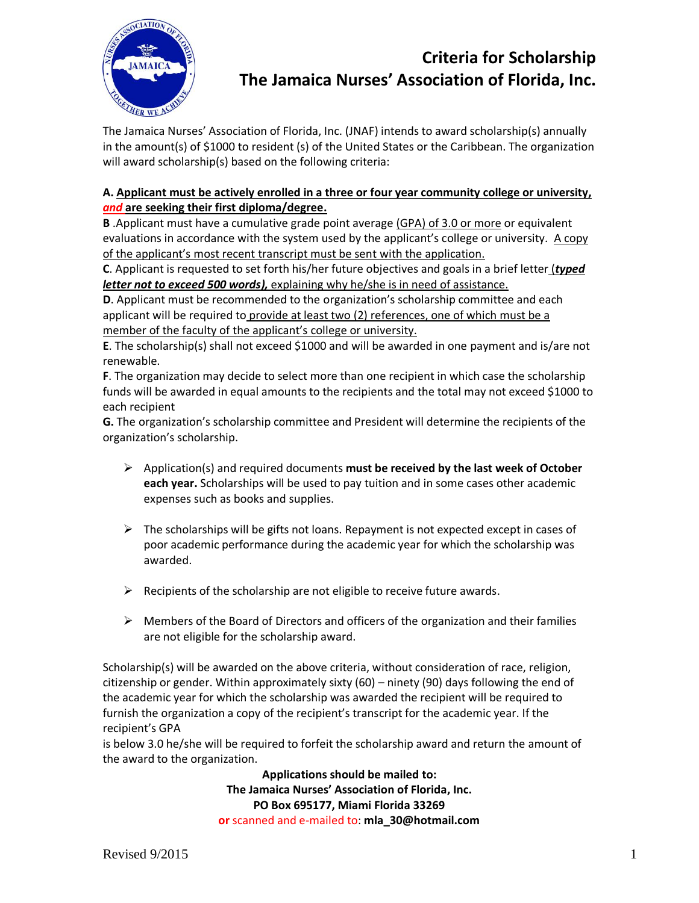# Criteria for Scholarship
# The Jamaica Nurses' Association of Florida, Inc.

The Jamaica Nurses' Association of Florida, Inc. (JNAF) intends to award scholarship(s) annually in the amount(s) of $1000 to resident (s) of the United States or the Caribbean. The organization will award scholarship(s) based on the following criteria:

**A. Applicant must be actively enrolled in a three or four year community college or university, *and* are seeking their first diploma/degree.**

**B** .Applicant must have a cumulative grade point average (GPA) of 3.0 or more or equivalent evaluations in accordance with the system used by the applicant's college or university. A copy of the applicant's most recent transcript must be sent with the application.

**C**. Applicant is requested to set forth his/her future objectives and goals in a brief letter (***typed letter not to exceed 500 words),*** explaining why he/she is in need of assistance.

**D**. Applicant must be recommended to the organization's scholarship committee and each applicant will be required to provide at least two (2) references, one of which must be a member of the faculty of the applicant's college or university.

**E**. The scholarship(s) shall not exceed $1000 and will be awarded in one payment and is/are not renewable.

**F**. The organization may decide to select more than one recipient in which case the scholarship funds will be awarded in equal amounts to the recipients and the total may not exceed $1000 to each recipient

**G.** The organization's scholarship committee and President will determine the recipients of the organization's scholarship.

- Application(s) and required documents **must be received by the last week of October each year.** Scholarships will be used to pay tuition and in some cases other academic expenses such as books and supplies.

- The scholarships will be gifts not loans. Repayment is not expected except in cases of poor academic performance during the academic year for which the scholarship was awarded.

- Recipients of the scholarship are not eligible to receive future awards.

- Members of the Board of Directors and officers of the organization and their families are not eligible for the scholarship award.

Scholarship(s) will be awarded on the above criteria, without consideration of race, religion, citizenship or gender. Within approximately sixty (60) – ninety (90) days following the end of the academic year for which the scholarship was awarded the recipient will be required to furnish the organization a copy of the recipient's transcript for the academic year. If the recipient's GPA
is below 3.0 he/she will be required to forfeit the scholarship award and return the amount of the award to the organization.

**Applications should be mailed to:**
**The Jamaica Nurses' Association of Florida, Inc.**
**PO Box 695177, Miami Florida 33269**
**or** scanned and e-mailed to: **mla_30@hotmail.com**

Revised 9/2015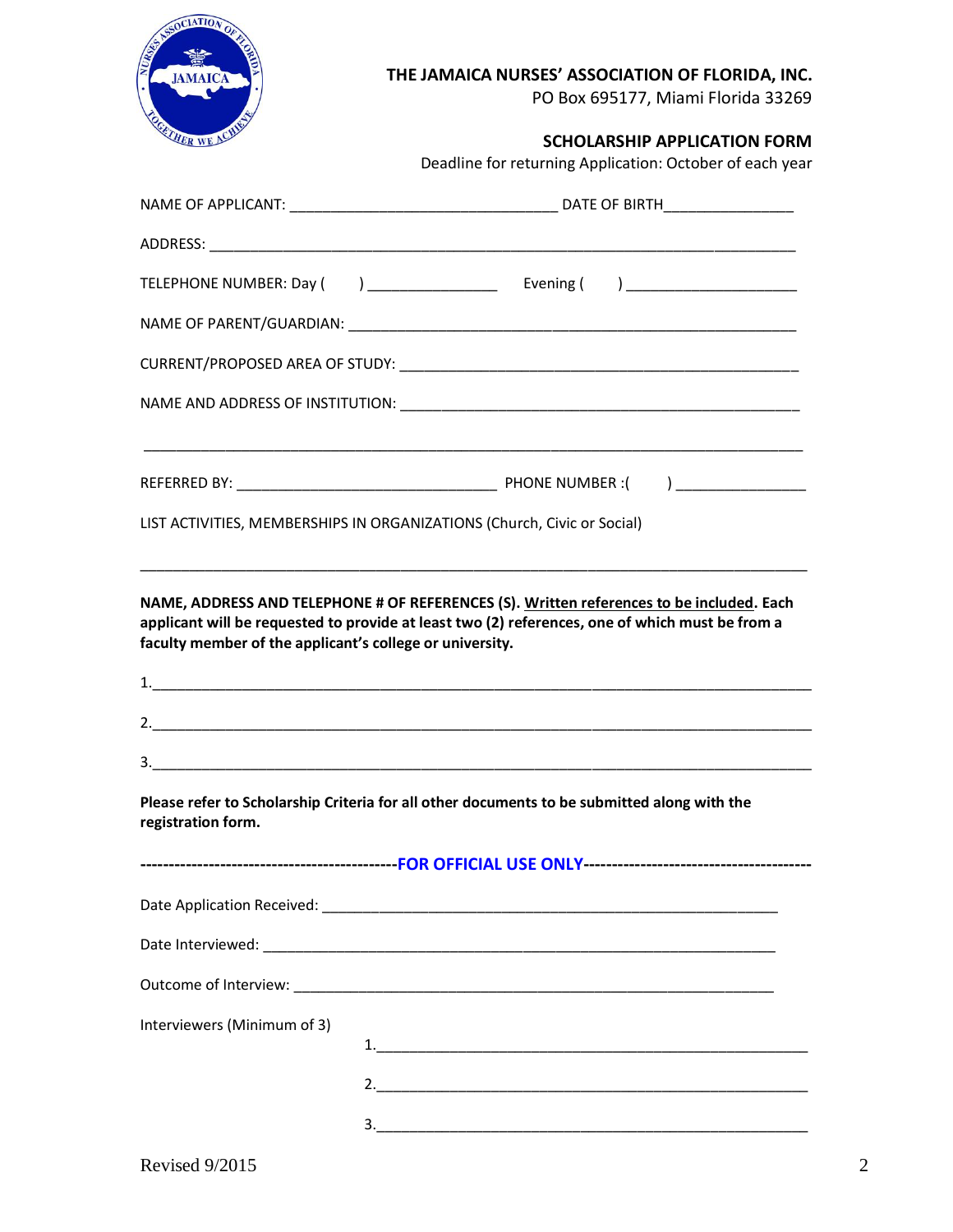**THE JAMAICA NURSES' ASSOCIATION OF FLORIDA, INC.**
PO Box 695177, Miami Florida 33269

**SCHOLARSHIP APPLICATION FORM**
Deadline for returning Application: October of each year

NAME OF APPLICANT: ________________________________ DATE OF BIRTH________________

ADDRESS: ________________________________________________________________________

TELEPHONE NUMBER: Day (     ) ________________ Evening (     ) _____________________

NAME OF PARENT/GUARDIAN: _______________________________________________________

CURRENT/PROPOSED AREA OF STUDY: ________________________________________________

NAME AND ADDRESS OF INSTITUTION: ________________________________________________

_________________________________________________________________________________

REFERRED BY: ________________________________ PHONE NUMBER :(     ) ________________

LIST ACTIVITIES, MEMBERSHIPS IN ORGANIZATIONS (Church, Civic or Social)

_________________________________________________________________________________

**NAME, ADDRESS AND TELEPHONE # OF REFERENCES (S). Written references to be included. Each applicant will be requested to provide at least two (2) references, one of which must be from a faculty member of the applicant's college or university.**

1.________________________________________________________________________________

2.________________________________________________________________________________

3.________________________________________________________________________________

**Please refer to Scholarship Criteria for all other documents to be submitted along with the registration form.**

**--------------------------------------------FOR OFFICIAL USE ONLY---------------------------------------**

Date Application Received: ______________________________________________________

Date Interviewed: _____________________________________________________________

Outcome of Interview: __________________________________________________________

Interviewers (Minimum of 3)

1.______________________________________________________

2.______________________________________________________

3.______________________________________________________

Revised 9/2015